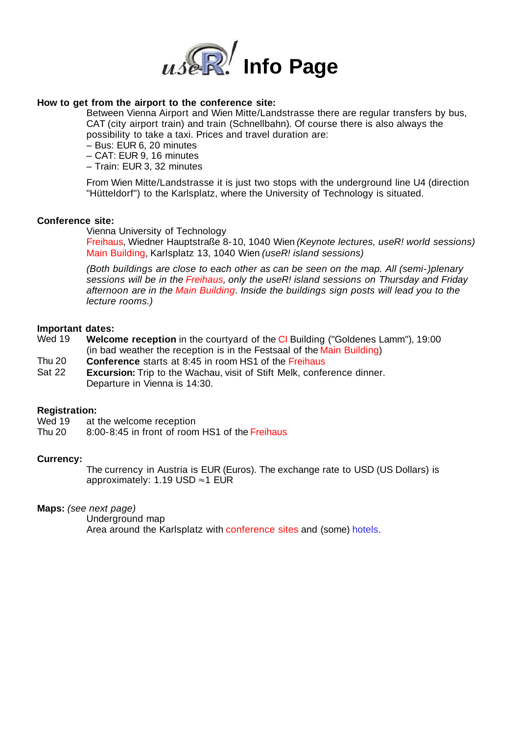# useR! Info Page

**How to get from the airport to the conference site:**

Between Vienna Airport and Wien Mitte/Landstrasse there are regular transfers by bus, CAT (city airport train) and train (Schnellbahn). Of course there is also always the possibility to take a taxi. Prices and travel duration are:

- Bus: EUR 6, 20 minutes
- CAT: EUR 9, 16 minutes
- Train: EUR 3, 32 minutes

From Wien Mitte/Landstrasse it is just two stops with the underground line U4 (direction "Hütteldorf") to the Karlsplatz, where the University of Technology is situated.

**Conference site:**

Vienna University of Technology
Freihaus, Wiedner Hauptstraße 8-10, 1040 Wien *(Keynote lectures, useR! world sessions)*
Main Building, Karlsplatz 13, 1040 Wien *(useR! island sessions)*

*(Both buildings are close to each other as can be seen on the map. All (semi-)plenary sessions will be in the Freihaus, only the useR! island sessions on Thursday and Friday afternoon are in the Main Building. Inside the buildings sign posts will lead you to the lecture rooms.)*

**Important dates:**

Wed 19 — **Welcome reception** in the courtyard of the CI Building ("Goldenes Lamm"), 19:00 (in bad weather the reception is in the Festsaal of the Main Building)
Thu 20 — **Conference** starts at 8:45 in room HS1 of the Freihaus
Sat 22 — **Excursion:** Trip to the Wachau, visit of Stift Melk, conference dinner. Departure in Vienna is 14:30.

**Registration:**

Wed 19 — at the welcome reception
Thu 20 — 8:00-8:45 in front of room HS1 of the Freihaus

**Currency:**

The currency in Austria is EUR (Euros). The exchange rate to USD (US Dollars) is approximately: 1.19 USD $\approx$1 EUR

**Maps:** *(see next page)*

Underground map
Area around the Karlsplatz with conference sites and (some) hotels.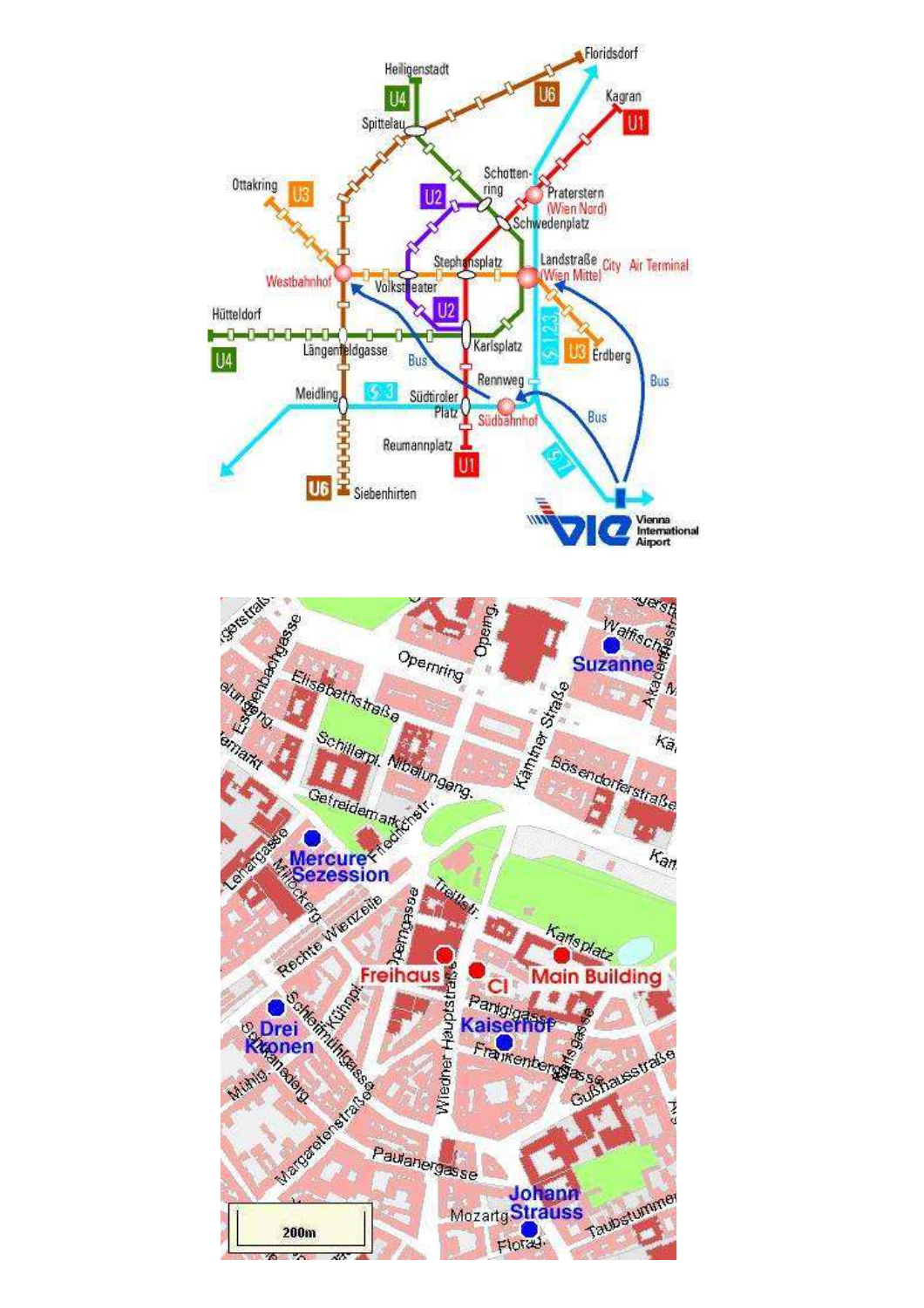Heiligenstadt

Floridsdorf

U4

U6

Kagran

U1

Spittelau

Schotten-ring

Ottakring

U3

U2

Praterstern (Wien Nord)

Schwedenplatz

Stephansplatz

Landstraße (Wien Mitte)

City Air Terminal

Westbahnhof

Volkstheater

U2

Hütteldorf

S 1,2,3

U4

Längenfeldgasse

Karlsplatz

U3

Erdberg

Bus

Bus

Rennweg

Meidling

S 3

Südtiroler Platz

Südbahnhof

Bus

Reumannplatz

U1

S 7

U6

Siebenhirten

VIE Vienna International Airport

Opernring

Operng.

Walfischg.

Suzanne

Akademiestr.

Elisabethstraße

Eschenbachgasse

Schillerpl.

Nibelungeng.

Kärntner Straße

Bösendorferstraße

Getreidemarkt

Friedrichstr.

Mercure Sezession

Lehargasse

Millöckerg.

Treitlstr.

Karlsplatz

Rechte Wienzeile

Operngasse

Freihaus

CI

Main Building

Drei Kronen

Schleifmühlgasse

Kühnpl.

Paniglgasse

Kaiserhof

Wiedner Hauptstraße

Frankenberggasse

Karlsgasse

Gußhausstraße

Schikanederg.

Margaretenstraße

Paulanergasse

Johann Strauss

Mozartg.

Floragasse

Taubstummeng.

200m